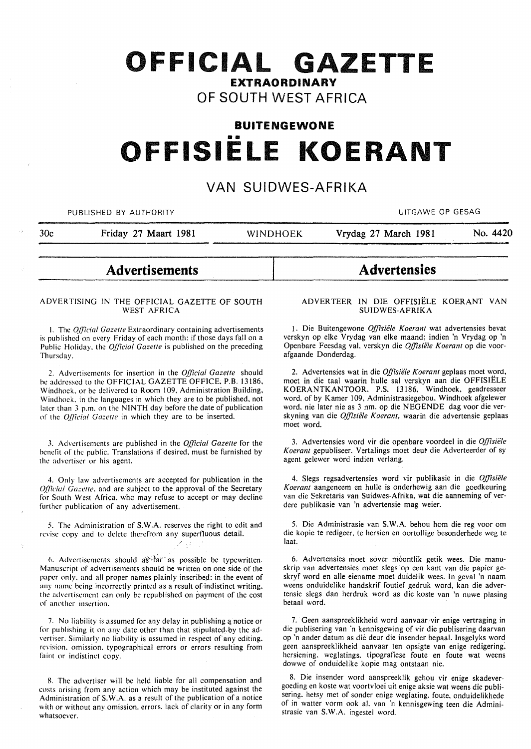# OFFICIAL GAZETTE

## EXTRAORDINARY

## OF SOUTH WEST AFRICA

## BUITENGEWONE

# OFFISIËLE KOERANT

## VAN SUIDWES-AFRIKA

PUBLISHED BY AUTHORITY — UITGAWE OP GESAG

30c — Friday 27 Maart 1981 — WINDHOEK — Vrydag 27 March 1981 — No. 4420

## Advertisements

### ADVERTISING IN THE OFFICIAL GAZETTE OF SOUTH WEST AFRICA

1. The *Official Gazette* Extraordinary containing advertisements is published on every Friday of each month; if those days fall on a Public Holiday, the *Official Gazette* is published on the preceding Thursday.

2. Advertisements for insertion in the *Official Gazette* should be addressed to the OFFICIAL GAZETTE OFFICE, P.B. 13186, Windhoek, or be delivered to Room 109, Administration Building, Windhoek, in the languages in which they are to be published, not later than 3 p.m. on the NINTH day before the date of publication of the *Official Gazette* in which they are to be inserted.

3. Advertisements are published in the *Official Gazette* for the benefit of the public. Translations if desired, must be furnished by the advertiser or his agent.

4. Only law advertisements are accepted for publication in the *Official Gazette*, and are subject to the approval of the Secretary for South West Africa, who may refuse to accept or may decline further publication of any advertisement.

5. The Administration of S.W.A. reserves the right to edit and revise copy and to delete therefrom any superfluous detail.

6. Advertisements should as far as possible be typewritten. Manuscript of advertisements should be written on one side of the paper only, and all proper names plainly inscribed; in the event of any name being incorrectly printed as a result of indistinct writing, the advertisement can only be republished on payment of the cost of another insertion.

7. No liability is assumed for any delay in publishing a notice or for publishing it on any date other than that stipulated by the advertiser. Similarly no liability is assumed in respect of any editing, revision, omission, typographical errors or errors resulting from faint or indistinct copy.

8. The advertiser will be held liable for all compensation and costs arising from any action which may be instituted against the Administration of S.W.A. as a result of the publication of a notice with or without any omission, errors, lack of clarity or in any form whatsoever.

## Advertensies

### ADVERTEER IN DIE OFFISIËLE KOERANT VAN SUIDWES-AFRIKA

1. Die Buitengewone *Offisiële Koerant* wat advertensies bevat verskyn op elke Vrydag van elke maand; indien 'n Vrydag op 'n Openbare Feesdag val, verskyn die *Offisiële Koerant* op die voorafgaande Donderdag.

2. Advertensies wat in die *Offisiële Koerant* geplaas moet word, moet in die taal waarin hulle sal verskyn aan die OFFISIËLE KOERANTKANTOOR, P.S. 13186, Windhoek, geadresseer word, of by Kamer 109, Administrasiegebou, Windhoek afgelewer word, nie later nie as 3 nm. op die NEGENDE dag voor die verskyning van die *Offisiële Koerant*, waarin die advertensie geplaas moet word.

3. Advertensies word vir die openbare voordeel in die *Offisiële Koerant* gepubliseer. Vertalings moet deur die Adverteerder of sy agent gelewer word indien verlang.

4. Slegs regsadvertensies word vir publikasie in die *Offisiële Koerant* aangeneem en hulle is onderhewig aan die goedkeuring van die Sekretaris van Suidwes-Afrika, wat die aanneming of verdere publikasie van 'n advertensie mag weier.

5. Die Administrasie van S.W.A. behou hom die reg voor om die kopie te redigeer, te hersien en oortollige besonderhede weg te laat.

6. Advertensies moet sover moontlik getik wees. Die manuskrip van advertensies moet slegs op een kant van die papier geskryf word en alle eiename moet duidelik wees. In geval 'n naam weens onduidelike handskrif foutief gedruk word, kan die advertensie slegs dan herdruk word as die koste van 'n nuwe plasing betaal word.

7. Geen aanspreeklikheid word aanvaar vir enige vertraging in die publisering van 'n kennisgewing of vir die publisering daarvan op 'n ander datum as dié deur die insender bepaal. Insgelyks word geen aanspreeklikheid aanvaar ten opsigte van enige redigering, hersiening, weglatings, tipografiese foute en foute wat weens dowwe of onduidelike kopie mag ontstaan nie.

8. Die insender word aanspreeklik gehou vir enige skadevergoeding en koste wat voortvloei uit enige aksie wat weens die publisering, hetsy met of sonder enige weglating, foute, onduidelikhede of in watter vorm ook al, van 'n kennisgewing teen die Administrasie van S.W.A. ingestel word.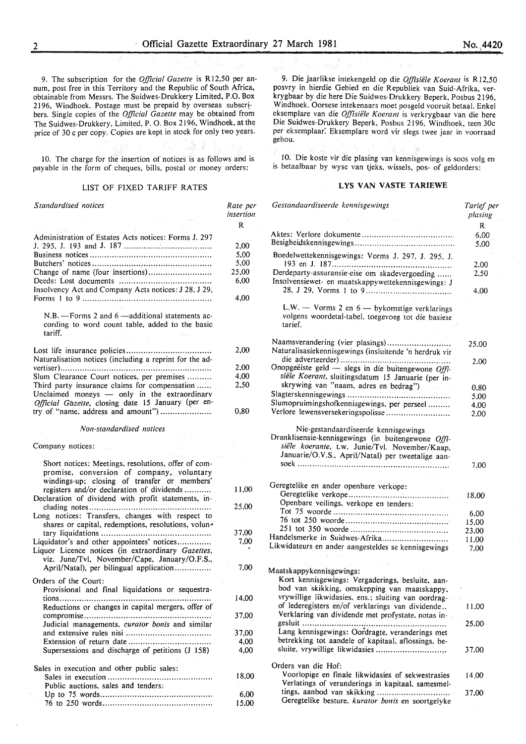9. The subscription for the *Official Gazette* is R12,50 per annum, post free in this Territory and the Republic of South Africa, obtainable from Messrs. The Suidwes-Drukkery Limited, P.O. Box 2196, Windhoek. Postage must be prepaid by overseas subscribers. Single copies of the *Official Gazette* may be obtained from The Suidwes-Drukkery, Limited, P. O. Box 2196, Windhoek, at the price of 30 c per copy. Copies are kept in stock for only two years.

10. The charge for the insertion of notices is as follows and is payable in the form of cheques, bills, postal or money orders:

## LIST OF FIXED TARIFF RATES

| *Standardised notices* | Rate per insertion R |
|---|---|
| Administration of Estates Acts notices: Forms J. 297 J. 295, J. 193 and J. 187 | 2,00 |
| Business notices | 5,00 |
| Butchers' notices | 5,00 |
| Change of name (four insertions) | 25,00 |
| Deeds: Lost documents | 6,00 |
| Insolvency Act and Company Acts notices: J 28, J 29, Forms 1 to 9 | 4,00 |
| N.B. —Forms 2 and 6 —additional statements according to word count table, added to the basic tariff. | |
| Lost life insurance policies | 2,00 |
| Naturalisation notices (including a reprint for the advertiser) | 2,00 |
| Slum Clearance Court notices, per premises | 4,00 |
| Third party insurance claims for compensation | 2,50 |
| Unclaimed moneys — only in the extraordinary *Official Gazette*, closing date 15 January (per entry of "name, address and amount") | 0,80 |

| *Non-standardised notices* | |
|---|---|
| Company notices: | |
| Short notices: Meetings, resolutions, offer of compromise, conversion of company, voluntary windings-up; closing of transfer or members' registers and/or declaration of dividends | 11,00 |
| Declaration of dividend with profit statements, including notes | 25,00 |
| Long notices: Transfers, changes with respect to shares or capital, redemptions, resolutions, voluntary liquidations | 37,00 |
| Liquidator's and other appointees' notices | 7,00 |
| Liquor Licence notices (in extraordinary *Gazettes*, viz. June/Tvl, November/Cape, January/O.F.S., April/Natal), per bilingual application | 7,00 |
| Orders of the Court: | |
| Provisional and final liquidations or sequestrations | 14,00 |
| Reductions or changes in capital mergers, offer of compromise | 37,00 |
| Judicial managements, *curator bonis* and similar and extensive rules nisi | 37,00 |
| Extension of return date | 4,00 |
| Supersessions and discharge of petitions (J 158) | 4,00 |
| Sales in execution and other public sales: | |
| Sales in execution | 18,00 |
| Public auctions, sales and tenders: | |
| Up to 75 words | 6,00 |
| 76 to 250 words | 15,00 |

9. Die jaarlikse intekengeld op die *Offisiële Koerant* is R12,50 posvry in hierdie Gebied en die Republiek van Suid-Afrika, verkrygbaar by die here Die Suidwes-Drukkery Beperk, Posbus 2196, Windhoek. Oorsese intekenaars moet posgeld vooruit betaal. Enkel eksemplare van die *Offisiële Koerant* is verkrygbaar van die here Die Suidwes-Drukkery Beperk, Posbus 2196, Windhoek, teen 30c per eksemplaar. Eksemplare word vir slegs twee jaar in voorraad gehou.

10. Die koste vir die plasing van kennisgewings is soos volg en is betaalbaar by wyse van tjeks, wissels, pos- of geldorders:

## LYS VAN VASTE TARIEWE

| *Gestandaardiseerde kennisgewings* | Tarief per plasing R |
|---|---|
| Aktes: Verlore dokumente | 6,00 |
| Besigheidskennisgewings | 5,00 |
| Boedelwettekennisgewings: Vorms J. 297, J. 295, J. 193 en J. 187 | 2,00 |
| Derdeparty-assuransie-eise om skadevergoeding | 2,50 |
| Insolvensiewet- en maatskappywettekennisgewings: J 28, J 29, Vorms 1 to 9 | 4,00 |
| L.W. — Vorms 2 en 6 — bykomstige verklarings volgens woordetal-tabel, toegevoeg tot die basiese tarief. | |
| Naamsverandering (vier plasings) | 25,00 |
| Naturalisasiekennisgewings (insluitende 'n herdruk vir die adverteerder) | 2,00 |
| Onopgeëiste geld — slegs in die buitengewone *Offisiële Koerant*, sluitingsdatum 15 Januarie (per inskrywing van "naam, adres en bedrag") | 0,80 |
| Slagterskennisgewings | 5,00 |
| Slumopruimingshofkennisgewings, per perseel | 4,00 |
| Verlore lewensversekeringspolisse | 2,00 |

| Nie-gestandaardiseerde kennisgewings | |
|---|---|
| Dranklisensie-kennisgewings (in buitengewone *Offisiële koerante*, t.w. Junie/Tvl. November/Kaap, Januarie/O.V.S., April/Natal) per tweetalige aansoek | 7,00 |
| Geregtelike en ander openbare verkope: | |
| Geregtelike verkope | 18,00 |
| Openbare veilings, verkope en tenders: | |
| Tot 75 woorde | 6,00 |
| 76 tot 250 woorde | 15,00 |
| 251 tot 350 woorde | 23,00 |
| Handelsmerke in Suidwes-Afrika | 11,00 |
| Likwidateurs en ander aangesteldes se kennisgewings | 7,00 |
| Maatskappykennisgewings: | |
| Kort kennisgewings: Vergaderings, besluite, aanbod van skikking, omskepping van maatskappy, vrywillige likwidasies, ens.; sluiting van oordrag- of lederegisters en/of verklarings van dividende | 11,00 |
| Verklaring van dividende met profystate, notas ingesluit | 25,00 |
| Lang kennisgewings: Oordragte, veranderings met betrekking tot aandele of kapitaal, aflossings, besluite, vrywillige likwidasies | 37,00 |
| Orders van die Hof: | |
| Voorlopige en finale likwidasies of sekwestrasies | 14,00 |
| Verlatings of veranderings in kapitaal, samesmeltings, aanbod van skikking | 37,00 |
| Geregtelike besture, *kurator bonis* en soortgelyke | |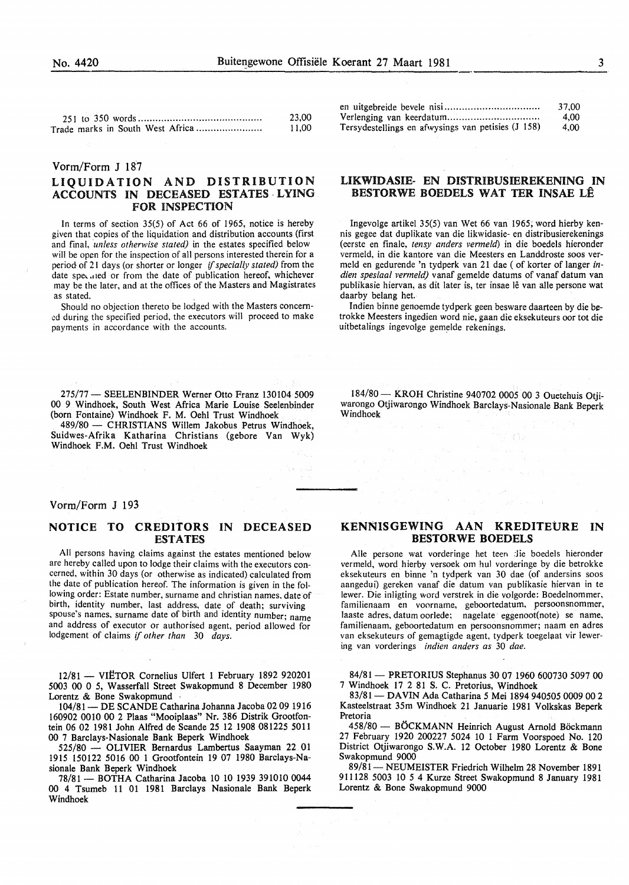| | |
|---|---|
| 251 to 350 words | 23,00 |
| Trade marks in South West Africa | 11,00 |

| | |
|---|---|
| en uitgebreide bevele nisi | 37,00 |
| Verlenging van keerdatum | 4,00 |
| Tersydestellings en afwysings van petisies (J 158) | 4,00 |

Vorm/Form J 187

## LIQUIDATION AND DISTRIBUTION ACCOUNTS IN DECEASED ESTATES LYING FOR INSPECTION

In terms of section 35(5) of Act 66 of 1965, notice is hereby given that copies of the liquidation and distribution accounts (first and final, *unless otherwise stated)* in the estates specified below will be open for the inspection of all persons interested therein for a period of 21 days (or shorter or longer *if specially stated)* from the date specified or from the date of publication hereof, whichever may be the later, and at the offices of the Masters and Magistrates as stated.

Should no objection thereto be lodged with the Masters concerned during the specified period, the executors will proceed to make payments in accordance with the accounts.

## LIKWIDASIE- EN DISTRIBUSIEREKENING IN BESTORWE BOEDELS WAT TER INSAE LÊ

Ingevolge artikel 35(5) van Wet 66 van 1965, word hierby kennis gegee dat duplikate van die likwidasie- en distribusierekenings (eerste en finale, *tensy anders vermeld)* in die boedels hieronder vermeld, in die kantore van die Meesters en Landdroste soos vermeld en gedurende 'n tydperk van 21 dae ( of korter of langer *indien spesiaal vermeld)* vanaf gemelde datums of vanaf datum van publikasie hiervan, as dit later is, ter insae lê van alle persone wat daarby belang het.

Indien binne genoemde tydperk geen besware daarteen by die betrokke Meesters ingedien word nie, gaan die eksekuteurs oor tot die uitbetalings ingevolge gemelde rekenings.

275/77 — SEELENBINDER Werner Otto Franz 130104 5009 00 9 Windhoek, South West Africa Marie Louise Seelenbinder (born Fontaine) Windhoek F. M. Oehl Trust Windhoek

489/80 — CHRISTIANS Willem Jakobus Petrus Windhoek, Suidwes-Afrika Katharina Christians (gebore Van Wyk) Windhoek F.M. Oehl Trust Windhoek

184/80 — KROH Christine 940702 0005 00 3 Ouetehuis Otjiwarongo Otjiwarongo Windhoek Barclays-Nasionale Bank Beperk Windhoek

Vorm/Form J 193

## NOTICE TO CREDITORS IN DECEASED ESTATES

All persons having claims against the estates mentioned below are hereby called upon to lodge their claims with the executors concerned, within 30 days (or otherwise as indicated) calculated from the date of publication hereof. The information is given in the following order: Estate number, surname and christian names, date of birth, identity number, last address, date of death; surviving spouse's names, surname date of birth and identity number; name and address of executor or authorised agent, period allowed for lodgement of claims *if other than 30 days.*

## KENNISGEWING AAN KREDITEURE IN BESTORWE BOEDELS

Alle persone wat vorderinge het teen die boedels hieronder vermeld, word hierby versoek om hul vorderinge by die betrokke eksekuteurs en binne 'n tydperk van 30 dae (of andersins soos aangedui) gereken vanaf die datum van publikasie hiervan in te lewer. Die inligting word verstrek in die volgorde: Boedelnommer, familienaam en voorname, geboortedatum, persoonsnommer, laaste adres, datum oorlede; nagelate eggenoot(note) se name, familienaam, geboortedatum en persoonsnommer; naam en adres van eksekuteurs of gemagtigde agent, tydperk toegelaat vir lewering van vorderings *indien anders as 30 dae.*

12/81 — VIËTOR Cornelius Ulfert 1 February 1892 920201 5003 00 0 5, Wasserfall Street Swakopmund 8 December 1980 Lorentz & Bone Swakopmund

104/81 — DE SCANDE Catharina Johanna Jacoba 02 09 1916 160902 0010 00 2 Plaas "Mooiplaas" Nr. 386 Distrik Grootfontein 06 02 1981 John Alfred de Scande 25 12 1908 081225 5011 00 7 Barclays-Nasionale Bank Beperk Windhoek

525/80 — OLIVIER Bernardus Lambertus Saayman 22 01 1915 150122 5016 00 1 Grootfontein 19 07 1980 Barclays-Nasionale Bank Beperk Windhoek

78/81 — BOTHA Catharina Jacoba 10 10 1939 391010 0044 00 4 Tsumeb 11 01 1981 Barclays Nasionale Bank Beperk Windhoek

84/81 — PRETORIUS Stephanus 30 07 1960 600730 5097 00 7 Windhoek 17 2 81 S. C. Pretorius, Windhoek

83/81 — DAVIN Ada Catharina 5 Mei 1894 940505 0009 00 2 Kasteelstraat 35m Windhoek 21 Januarie 1981 Volkskas Beperk Pretoria

458/80 — BÖCKMANN Heinrich August Arnold Böckmann 27 February 1920 200227 5024 10 1 Farm Voorspoed No. 120 District Otjiwarongo S.W.A. 12 October 1980 Lorentz & Bone Swakopmund 9000

89/81 — NEUMEISTER Friedrich Wilhelm 28 November 1891 911128 5003 10 5 4 Kurze Street Swakopmund 8 January 1981 Lorentz & Bone Swakopmund 9000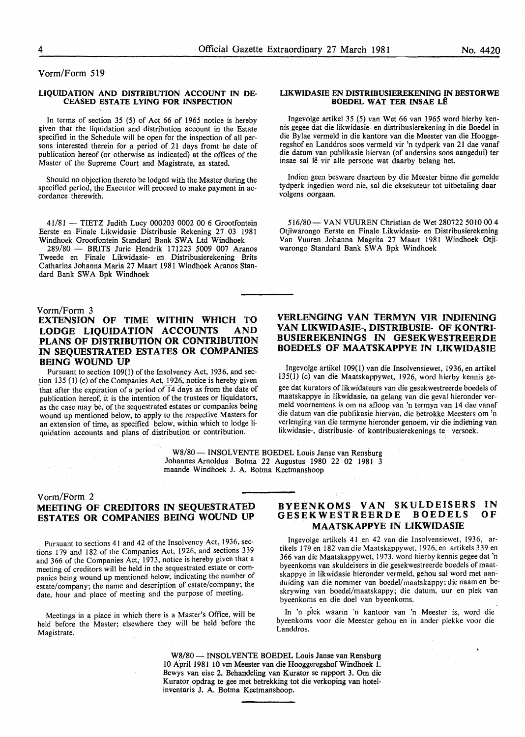Vorm/Form 519

### LIQUIDATION AND DISTRIBUTION ACCOUNT IN DECEASED ESTATE LYING FOR INSPECTION

In terms of section 35 (5) of Act 66 of 1965 notice is hereby given that the liquidation and distribution account in the Estate specified in the Schedule will be open for the inspection of all persons interested therein for a period of 21 days fromt he date of publication hereof (or otherwise as indicated) at the offices of the Master of the Supreme Court and Magistrate, as stated.

Should no objection thereto be lodged with the Master during the specified period, the Executor will proceed to make payment in accordance therewith.

41/81 — TIETZ Judith Lucy 000203 0002 00 6 Grootfontein Eerste en Finale Likwidasie Distribusie Rekening 27 03 1981 Windhoek Grootfontein Standard Bank SWA Ltd Windhoek

289/80 — BRITS Jurie Hendrik 171223 5009 007 Aranos Tweede en Finale Likwidasie- en Distribusierekening Brits Catharina Johanna Maria 27 Maart 1981 Windhoek Aranos Standard Bank SWA Bpk Windhoek

### LIKWIDASIE EN DISTRIBUSIEREKENING IN BESTORWE BOEDEL WAT TER INSAE LÊ

Ingevolge artikel 35 (5) van Wet 66 van 1965 word hierby kennis gegee dat die likwidasie- en distribusierekening in die Boedel in die Bylae vermeld in die kantore van die Meester van die Hooggeregshof en Landdros soos vermeld vir 'n tydperk van 21 dae vanaf die datum van publikasie hiervan (of andersins soos aangedui) ter insae sal lê vir alle persone wat daarby belang het.

Indien geen besware daarteen by die Meester binne die gemelde tydperk ingedien word nie, sal die eksekuteur tot uitbetaling daarvolgens oorgaan.

516/80 — VAN VUUREN Christian de Wet 280722 5010 00 4 Otjiwarongo Eerste en Finale Likwidasie- en Distribusierekening Van Vuuren Johanna Magrita 27 Maart 1981 Windhoek Otjiwarongo Standard Bank SWA Bpk Windhoek

Vorm/Form 3

## EXTENSION OF TIME WITHIN WHICH TO LODGE LIQUIDATION ACCOUNTS AND PLANS OF DISTRIBUTION OR CONTRIBUTION IN SEQUESTRATED ESTATES OR COMPANIES BEING WOUND UP

Pursuant to section 109(1) of the Insolvency Act, 1936, and section 135 (1) (c) of the Companies Act, 1926, notice is hereby given that after the expiration of a period of 14 days as from the date of publication hereof, it is the intention of the trustees or liquidators, as the case may be, of the sequestrated estates or companies being wound up mentioned below, to apply to the respective Masters for an extension of time, as specified below, within which to lodge liquidation accounts and plans of distribution or contribution.

## VERLENGING VAN TERMYN VIR INDIENING VAN LIKWIDASIE-, DISTRIBUSIE- OF KONTRIBUSIEREKENINGS IN GESEKWESTREERDE BOEDELS OF MAATSKAPPYE IN LIKWIDASIE

Ingevolge artikel 109(1) van die Insolvensiewet, 1936, en artikel 135(1) (c) van die Maatskappywet, 1926, word hierby kennis gegee dat kurators of likwidateurs van die gesekwestreerde boedels of maatskappye in likwidasie, na gelang van die geval hieronder vermeld voornemens is om na afloop van 'n termyn van 14 dae vanaf die datum van die publikasie hiervan, die betrokke Meesters om 'n verlenging van die termyne hieronder genoem, vir die indiening van likwidasie-, distribusie- of kontribusierekenings te versoek.

W8/80 — INSOLVENTE BOEDEL Louis Janse van Rensburg Johannes Arnoldus Botma 22 Augustus 1980 22 02 1981 3 maande Windhoek J. A. Botma Keetmanshoop

Vorm/Form 2

## MEETING OF CREDITORS IN SEQUESTRATED ESTATES OR COMPANIES BEING WOUND UP

Pursuant to sections 41 and 42 of the Insolvency Act, 1936, sections 179 and 182 of the Companies Act, 1926, and sections 339 and 366 of the Companies Act, 1973, notice is hereby given that a meeting of creditors will be held in the sequestrated estate or companies being wound up mentioned below, indicating the number of estate/company; the name and description of estate/company; the date, hour and place of meeting and the purpose of meeting.

Meetings in a place in which there is a Master's Office, will be held before the Master; elsewhere they will be held before the Magistrate.

## BYEENKOMS VAN SKULDEISERS IN GESEKWESTREERDE BOEDELS OF MAATSKAPPYE IN LIKWIDASIE

Ingevolge artikels 41 en 42 van die Insolvensiewet, 1936, artikels 179 en 182 van die Maatskappywet, 1926, en artikels 339 en 366 van die Maatskappywet, 1973, word hierby kennis gegee dat 'n byeenkoms van skuldeisers in die gesekwestreerde boedels of maatskappye in likwidasie hieronder vermeld, gehou sal word met aanduiding van die nommer van boedel/maatskappy; die naam en beskrywing van boedel/maatskappy; die datum, uur en plek van byeenkoms en die doel van byeenkoms.

In 'n plek waarin 'n kantoor van 'n Meester is, word die byeenkoms voor die Meester gehou en in ander plekke voor die Landdros.

W8/80 — INSOLVENTE BOEDEL Louis Janse van Rensburg 10 April 1981 10 vm Meester van die Hooggeregshof Windhoek 1. Bewys van eise 2. Behandeling van Kurator se rapport 3. Om die Kurator opdrag te gee met betrekking tot die verkoping van hotelinventaris J. A. Botma Keetmanshoop.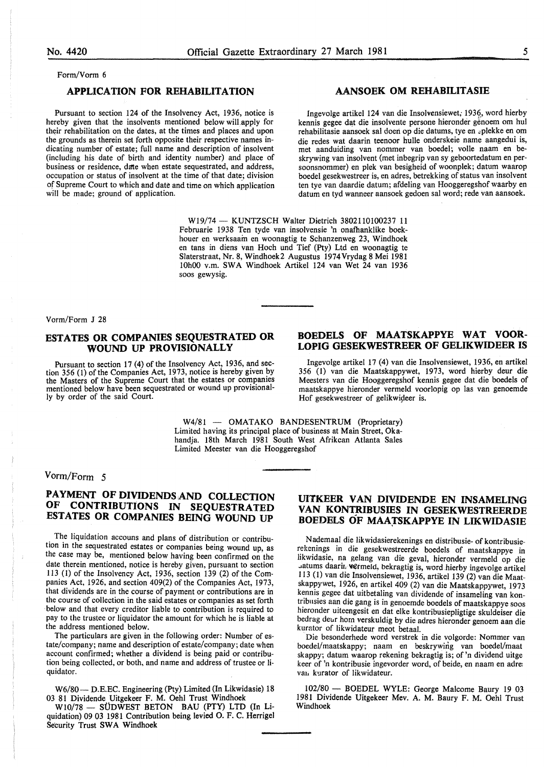Form/Vorm 6

## APPLICATION FOR REHABILITATION

Pursuant to section 124 of the Insolvency Act, 1936, notice is hereby given that the insolvents mentioned below will apply for their rehabilitation on the dates, at the times and places and upon the grounds as therein set forth opposite their respective names indicating number of estate; full name and description of insolvent (including his date of birth and identity number) and place of business or residence, date when estate sequestrated, and address, occupation or status of insolvent at the time of that date; division of Supreme Court to which and date and time on which application will be made; ground of application.

## AANSOEK OM REHABILITASIE

Ingevolge artikel 124 van die Insolvensiewet, 1936, word hierby kennis gegee dat die insolvente persone hieronder genoem om hul rehabilitasie aansoek sal doen op die datums, tye en plekke en om die redes wat daarin teenoor hulle onderskeie name aangedui is, met aanduiding van nommer van boedel; volle naam en beskrywing van insolvent (met inbegrip van sy geboortedatum en persoonsnommer) en plek van besigheid of woonplek; datum waarop boedel gesekwestreer is, en adres, betrekking of status van insolvent ten tye van daardie datum; afdeling van Hooggeregshof waarby en datum en tyd wanneer aansoek gedoen sal word; rede van aansoek.

W19/74 — KUNTZSCH Walter Dietrich 3802110100237 11 Februarie 1938 Ten tyde van insolvensie 'n onafhanklike boekhouer en werksaam en woonagtig te Schanzenweg 23, Windhoek en tans in diens van Hoch und Tief (Pty) Ltd en woonagtig te Slaterstraat, Nr. 8, Windhoek 2 Augustus 1974 Vrydag 8 Mei 1981 10h00 v.m. SWA Windhoek Artikel 124 van Wet 24 van 1936 soos gewysig.

---

Vorm/Form J 28

## ESTATES OR COMPANIES SEQUESTRATED OR WOUND UP PROVISIONALLY

Pursuant to section 17 (4) of the Insolvency Act, 1936, and section 356 (1) of the Companies Act, 1973, notice is hereby given by the Masters of the Supreme Court that the estates or companies mentioned below have been sequestrated or wound up provisionally by order of the said Court.

## BOEDELS OF MAATSKAPPYE WAT VOORLOPIG GESEKWESTREER OF GELIKWIDEER IS

Ingevolge artikel 17 (4) van die Insolvensiewet, 1936, en artikel 356 (1) van die Maatskappywet, 1973, word hierby deur die Meesters van die Hooggeregshof kennis gegee dat die boedels of maatskappye hieronder vermeld voorlopig op las van genoemde Hof gesekwestreer of gelikwideer is.

W4/81 — OMATAKO BANDESENTRUM (Proprietary) Limited having its principal place of business at Main Street, Okahandja. 18th March 1981 South West Afrikcan Atlanta Sales Limited Meester van die Hooggeregshof

---

Vorm/Form 5

## PAYMENT OF DIVIDENDS AND COLLECTION OF CONTRIBUTIONS IN SEQUESTRATED ESTATES OR COMPANIES BEING WOUND UP

The liquidation accouns and plans of distribution or contribution in the sequestrated estates or companies being wound up, as the case may be, mentioned below having been confirmed on the date therein mentioned, notice is hereby given, pursuant to section 113 (1) of the Insolvency Act, 1936, section 139 (2) of the Companies Act, 1926, and section 409(2) of the Companies Act, 1973, that dividends are in the course of payment or contributions are in the course of collection in the said estates or companies as set forth below and that every creditor liable to contribution is required to pay to the trustee or liquidator the amount for which he is liable at the address mentioned below.

The particulars are given in the following order: Number of estate/company; name and description of estate/company; date when account confirmed; whether a dividend is being paid or contribution being collected, or both, and name and address of trustee or liquidator.

W6/80 — D.E.EC. Engineering (Pty) Limited (In Likwidasie) 18 03 81 Dividende Uitgekeer F. M. Oehl Trust Windhoek

W10/78 — SÜDWEST BETON BAU (PTY) LTD (In Liquidation) 09 03 1981 Contribution being levied O. F. C. Herrigel Security Trust SWA Windhoek

## UITKEER VAN DIVIDENDE EN INSAMELING VAN KONTRIBUSIES IN GESEKWESTREERDE BOEDELS OF MAATSKAPPYE IN LIKWIDASIE

Nademaal die likwidasierekenings en distribusie- of kontribusierekenings in die gesekwestreerde boedels of maatskappye in likwidasie, na gelang van die geval, hieronder vermeld op die datums daarin vermeld, bekragtig is, word hierby ingevolge artikel 113 (1) van die Insolvensiewet, 1936, artikel 139 (2) van die Maatskappywet, 1926, en artikel 409 (2) van die Maatskappywet, 1973 kennis gegee dat uitbetaling van dividende of insameling van kontribusies aan die gang is in genoemde boedels of maatskappye soos hieronder uiteengesit en dat elke kontribusiepligtige skuldeiser die bedrag deur hom verskuldig by die adres hieronder genoem aan die kurator of likwidateur moet betaal.

Die besonderhede word verstrek in die volgorde: Nommer van boedel/maatskappy; naam en beskrywing van boedel/maatskappy; datum waarop rekening bekragtig is; of 'n dividend uitgekeer of 'n kontribusie ingevorder word, of beide, en naam en adres van kurator of likwidateur.

102/80 — BOEDEL WYLE: George Malcome Baury 19 03 1981 Dividende Uitgekeer Mev. A. M. Baury F. M. Oehl Trust Windhoek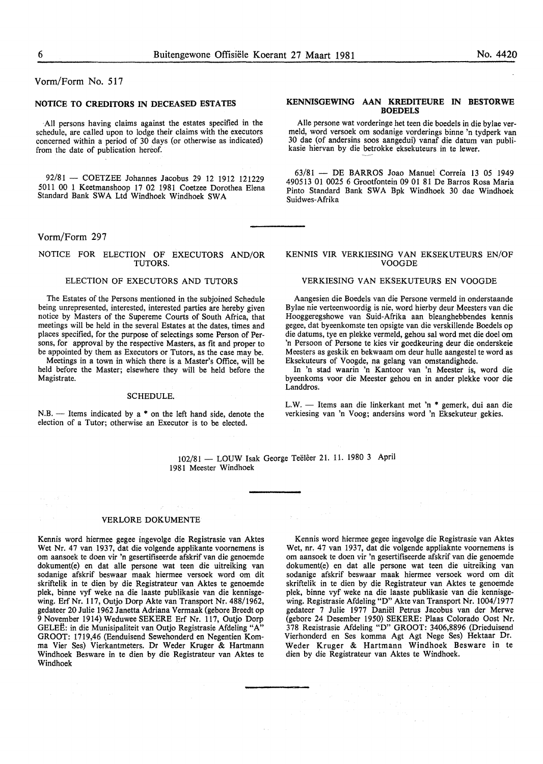Vorm/Form No. 517

## NOTICE TO CREDITORS IN DECEASED ESTATES

All persons having claims against the estates specified in the schedule, are called upon to lodge their claims with the executors concerned within a period of 30 days (or otherwise as indicated) from the date of publication hereof.

92/81 — COETZEE Johannes Jacobus 29 12 1912 121229 5011 00 1 Keetmanshoop 17 02 1981 Coetzee Dorothea Elena Standard Bank SWA Ltd Windhoek Windhoek SWA

## KENNISGEWING AAN KREDITEURE IN BESTORWE BOEDELS

Alle persone wat vorderinge het teen die boedels in die bylae vermeld, word versoek om sodanige vorderings binne 'n tydperk van 30 dae (of andersins soos aangedui) vanaf die datum van publikasie hiervan by die betrokke eksekuteurs in te lewer.

63/81 — DE BARROS Joao Manuel Correia 13 05 1949 490513 01 0025 6 Grootfontein 09 01 81 De Barros Rosa Maria Pinto Standard Bank SWA Bpk Windhoek 30 dae Windhoek Suidwes-Afrika

Vorm/Form 297

## NOTICE FOR ELECTION OF EXECUTORS AND/OR TUTORS.

### ELECTION OF EXECUTORS AND TUTORS

The Estates of the Persons mentioned in the subjoined Schedule being unrepresented, interested, interested parties are hereby given notice by Masters of the Supereme Courts of South Africa, that meetings will be held in the several Estates at the dates, times and places specified, for the purpose of selectings some Person of Persons, for approval by the respective Masters, as fit and proper to be appointed by them as Executors or Tutors, as the case may be.

Meetings in a town in which there is a Master's Office, will be held before the Master; elsewhere they will be held before the Magistrate.

### SCHEDULE.

N.B. — Items indicated by a * on the left hand side, denote the election of a Tutor; otherwise an Executor is to be elected.

## KENNIS VIR VERKIESING VAN EKSEKUTEURS EN/OF VOOGDE

### VERKIESING VAN EKSEKUTEURS EN VOOGDE

Aangesien die Boedels van die Persone vermeld in onderstaande Bylae nie verteenwoordig is nie, word hierby deur Meesters van die Hooggeregshowe van Suid-Afrika aan bleanghebbendes kennis gegee, dat byeenkomste ten opsigte van die verskillende Boedels op die datums, tye en plekke vermeld, gehou sal word met die doel om 'n Persoon of Persone te kies vir goedkeuring deur die onderskeie Meesters as geskik en bekwaam om deur hulle aangestel te word as Eksekuteurs of Voogde, na gelang van omstandighede.

In 'n stad waarin 'n Kantoor van 'n Meester is, word die byeenkoms voor die Meester gehou en in ander plekke voor die Landdros.

L.W. — Items aan die linkerkant met 'n * gemerk, dui aan die verkiesing van 'n Voog; andersins word 'n Eksekuteur gekies.

102/81 — LOUW Isak George Teëlêer 21. 11. 1980 3 April 1981 Meester Windhoek

## VERLORE DOKUMENTE

Kennis word hiermee gegee ingevolge die Registrasie van Aktes Wet Nr. 47 van 1937, dat die volgende applikante voornemens is om aansoek te doen vir 'n gesertifiseerde afskrif van die genoemde dokument(e) en dat alle persone wat teen die uitreiking van sodanige afskrif beswaar maak hiermee versoek word om dit skriftelik in te dien by die Registrateur van Aktes te genoemde plek, binne vyf weke na die laaste publikasie van die kennisgewing. Erf Nr. 117, Outjo Dorp Akte van Transport Nr. 488/1962, gedateer 20 Julie 1962 Janetta Adriana Vermaak (gebore Breedt op 9 November 1914) Weduwee SEKERE Erf Nr. 117, Outjo Dorp GELEË: in die Munisipaliteit van Outjo Registrasie Afdeling "A" GROOT: 1719,46 (Eenduisend Sewehonderd en Negentien Komma Vier Ses) Vierkantmeters. Dr Weder Kruger & Hartmann Windhoek Besware in te dien by die Registrateur van Aktes te Windhoek

Kennis word hiermee gegee ingevolge die Registrasie van Aktes Wet, nr. 47 van 1937, dat die volgende appliaknte voornemens is om aansoek te doen vir 'n gesertifiseerde afskrif van die genoemde dokument(e) en dat alle persone wat teen die uitreiking van sodanige afskrif beswaar maak hiermee versoek word om dit skriftelik in te dien by die Registrateur van Aktes te genoemde plek, binne vyf weke na die laaste publikasie van die kennisgewing. Registrasie Afdeling "D" Akte van Transport Nr. 1004/1977 gedateer 7 Julie 1977 Daniël Petrus Jacobus van der Merwe (gebore 24 Desember 1950) SEKERE: Plaas Colorado Oost Nr. 378 Registrasie Afdeling "D" GROOT: 3406,8896 (Drieduisend Vierhonderd en Ses komma Agt Agt Nege Ses) Hektaar Dr. Weder Kruger & Hartmann Windhoek Besware in te dien by die Registrateur van Aktes te Windhoek.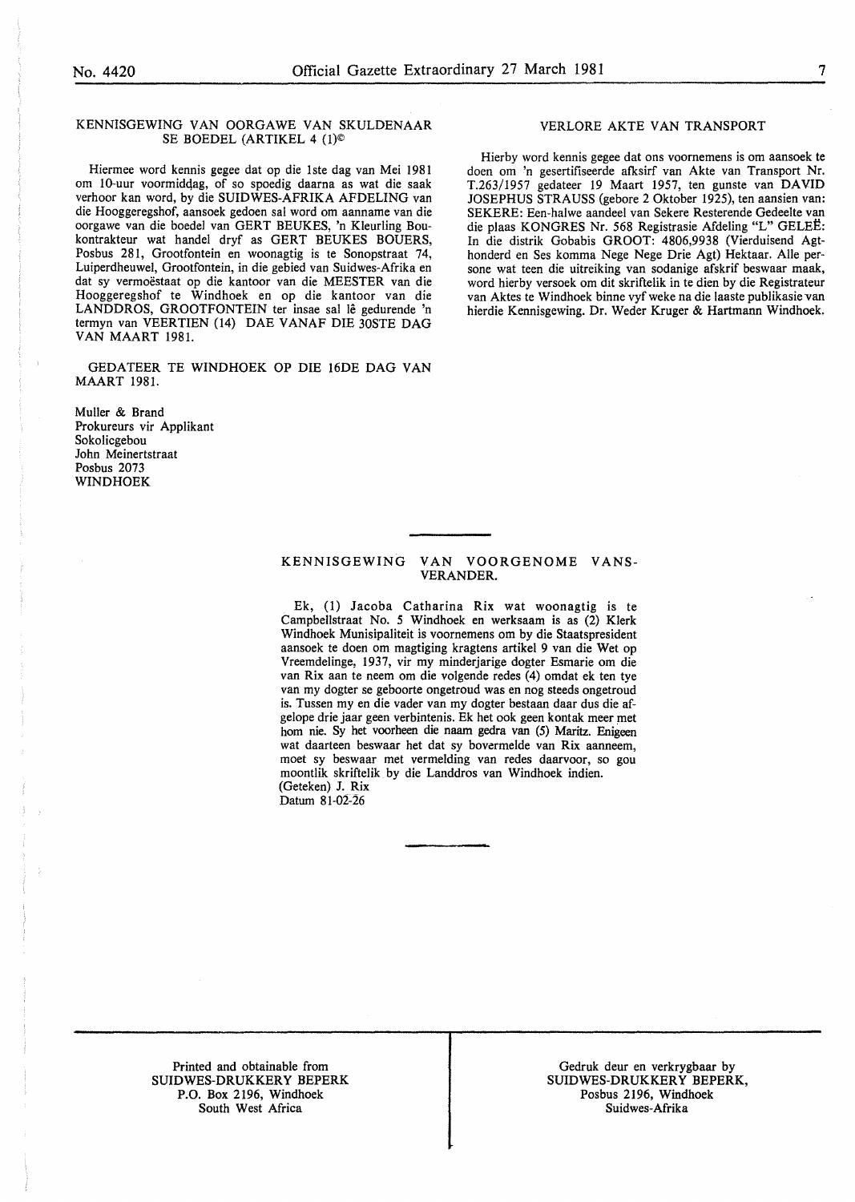## KENNISGEWING VAN OORGAWE VAN SKULDENAAR SE BOEDEL (ARTIKEL 4 (1)©

Hiermee word kennis gegee dat op die 1ste dag van Mei 1981 om 10-uur voormiddag, of so spoedig daarna as wat die saak verhoor kan word, by die SUIDWES-AFRIKA AFDELING van die Hooggeregshof, aansoek gedoen sal word om aanname van die oorgawe van die boedel van GERT BEUKES, 'n Kleurling Boukontrakteur wat handel dryf as GERT BEUKES BOUERS, Posbus 281, Grootfontein en woonagtig is te Sonopstraat 74, Luiperdheuwel, Grootfontein, in die gebied van Suidwes-Afrika en dat sy vermoëstaat op die kantoor van die MEESTER van die Hooggeregshof te Windhoek en op die kantoor van die LANDDROS, GROOTFONTEIN ter insae sal lê gedurende 'n termyn van VEERTIEN (14) DAE VANAF DIE 30STE DAG VAN MAART 1981.

GEDATEER TE WINDHOEK OP DIE 16DE DAG VAN MAART 1981.

Muller & Brand
Prokureurs vir Applikant
Sokolicgebou
John Meinertstraat
Posbus 2073
WINDHOEK

## VERLORE AKTE VAN TRANSPORT

Hierby word kennis gegee dat ons voornemens is om aansoek te doen om 'n gesertifiseerde afksirf van Akte van Transport Nr. T.263/1957 gedateer 19 Maart 1957, ten gunste van DAVID JOSEPHUS STRAUSS (gebore 2 Oktober 1925), ten aansien van: SEKERE: Een-halwe aandeel van Sekere Resterende Gedeelte van die plaas KONGRES Nr. 568 Registrasie Afdeling "L" GELEË: In die distrik Gobabis GROOT: 4806,9938 (Vierduisend Agthonderd en Ses komma Nege Nege Drie Agt) Hektaar. Alle persone wat teen die uitreiking van sodanige afskrif beswaar maak, word hierby versoek om dit skriftelik in te dien by die Registrateur van Aktes te Windhoek binne vyf weke na die laaste publikasie van hierdie Kennisgewing. Dr. Weder Kruger & Hartmann Windhoek.

## KENNISGEWING VAN VOORGENOME VANSVERANDER.

Ek, (1) Jacoba Catharina Rix wat woonagtig is te Campbellstraat No. 5 Windhoek en werksaam is as (2) Klerk Windhoek Munisipaliteit is voornemens om by die Staatspresident aansoek te doen om magtiging kragtens artikel 9 van die Wet op Vreemdelinge, 1937, vir my minderjarige dogter Esmarie om die van Rix aan te neem om die volgende redes (4) omdat ek ten tye van my dogter se geboorte ongetroud was en nog steeds ongetroud is. Tussen my en die vader van my dogter bestaan daar dus die afgelope drie jaar geen verbintenis. Ek het ook geen kontak meer met hom nie. Sy het voorheen die naam gedra van (5) Maritz. Enigeen wat daarteen beswaar het dat sy bovermelde van Rix aanneem, moet sy beswaar met vermelding van redes daarvoor, so gou moontlik skriftelik by die Landdros van Windhoek indien.
(Geteken) J. Rix
Datum 81-02-26

Printed and obtainable from
SUIDWES-DRUKKERY BEPERK
P.O. Box 2196, Windhoek
South West Africa

Gedruk deur en verkrygbaar by
SUIDWES-DRUKKERY BEPERK,
Posbus 2196, Windhoek
Suidwes-Afrika